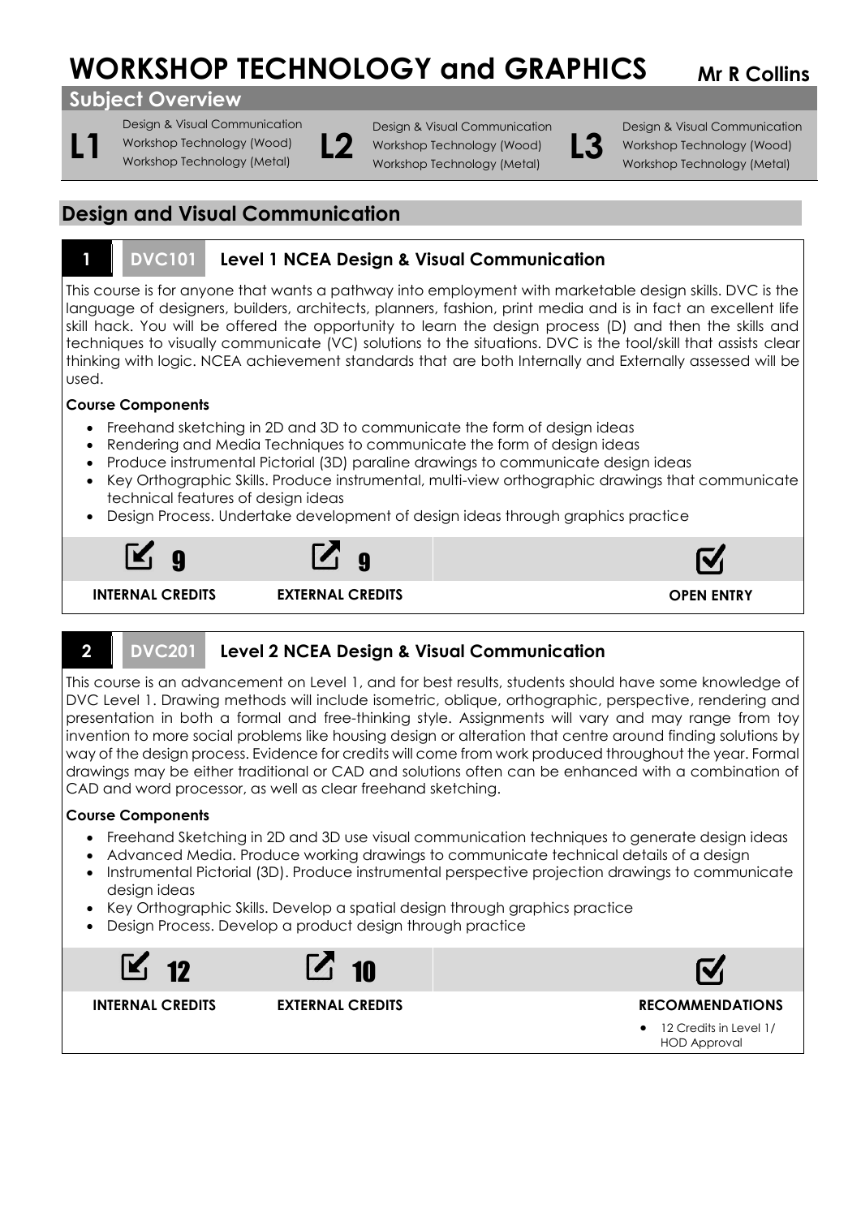# WORKSHOP TECHNOLOGY and GRAPHICS

**Mr R Collins**

## Subject Overview

**L1**
- Design & Visual Communication
- Workshop Technology (Wood)
- Workshop Technology (Metal)

**L2**
- Design & Visual Communication
- Workshop Technology (Wood)
- Workshop Technology (Metal)

**L3**
- Design & Visual Communication
- Workshop Technology (Wood)
- Workshop Technology (Metal)

## Design and Visual Communication

### 1 DVC101 Level 1 NCEA Design & Visual Communication

This course is for anyone that wants a pathway into employment with marketable design skills. DVC is the language of designers, builders, architects, planners, fashion, print media and is in fact an excellent life skill hack. You will be offered the opportunity to learn the design process (D) and then the skills and techniques to visually communicate (VC) solutions to the situations. DVC is the tool/skill that assists clear thinking with logic. NCEA achievement standards that are both Internally and Externally assessed will be used.

**Course Components**

- Freehand sketching in 2D and 3D to communicate the form of design ideas
- Rendering and Media Techniques to communicate the form of design ideas
- Produce instrumental Pictorial (3D) paraline drawings to communicate design ideas
- Key Orthographic Skills. Produce instrumental, multi-view orthographic drawings that communicate technical features of design ideas
- Design Process. Undertake development of design ideas through graphics practice

| INTERNAL CREDITS | EXTERNAL CREDITS | OPEN ENTRY |
|---|---|---|
| 9 | 9 | |

### 2 DVC201 Level 2 NCEA Design & Visual Communication

This course is an advancement on Level 1, and for best results, students should have some knowledge of DVC Level 1. Drawing methods will include isometric, oblique, orthographic, perspective, rendering and presentation in both a formal and free-thinking style. Assignments will vary and may range from toy invention to more social problems like housing design or alteration that centre around finding solutions by way of the design process. Evidence for credits will come from work produced throughout the year. Formal drawings may be either traditional or CAD and solutions often can be enhanced with a combination of CAD and word processor, as well as clear freehand sketching.

**Course Components**

- Freehand Sketching in 2D and 3D use visual communication techniques to generate design ideas
- Advanced Media. Produce working drawings to communicate technical details of a design
- Instrumental Pictorial (3D). Produce instrumental perspective projection drawings to communicate design ideas
- Key Orthographic Skills. Develop a spatial design through graphics practice
- Design Process. Develop a product design through practice

| INTERNAL CREDITS | EXTERNAL CREDITS | RECOMMENDATIONS |
|---|---|---|
| 12 | 10 | 12 Credits in Level 1/ HOD Approval |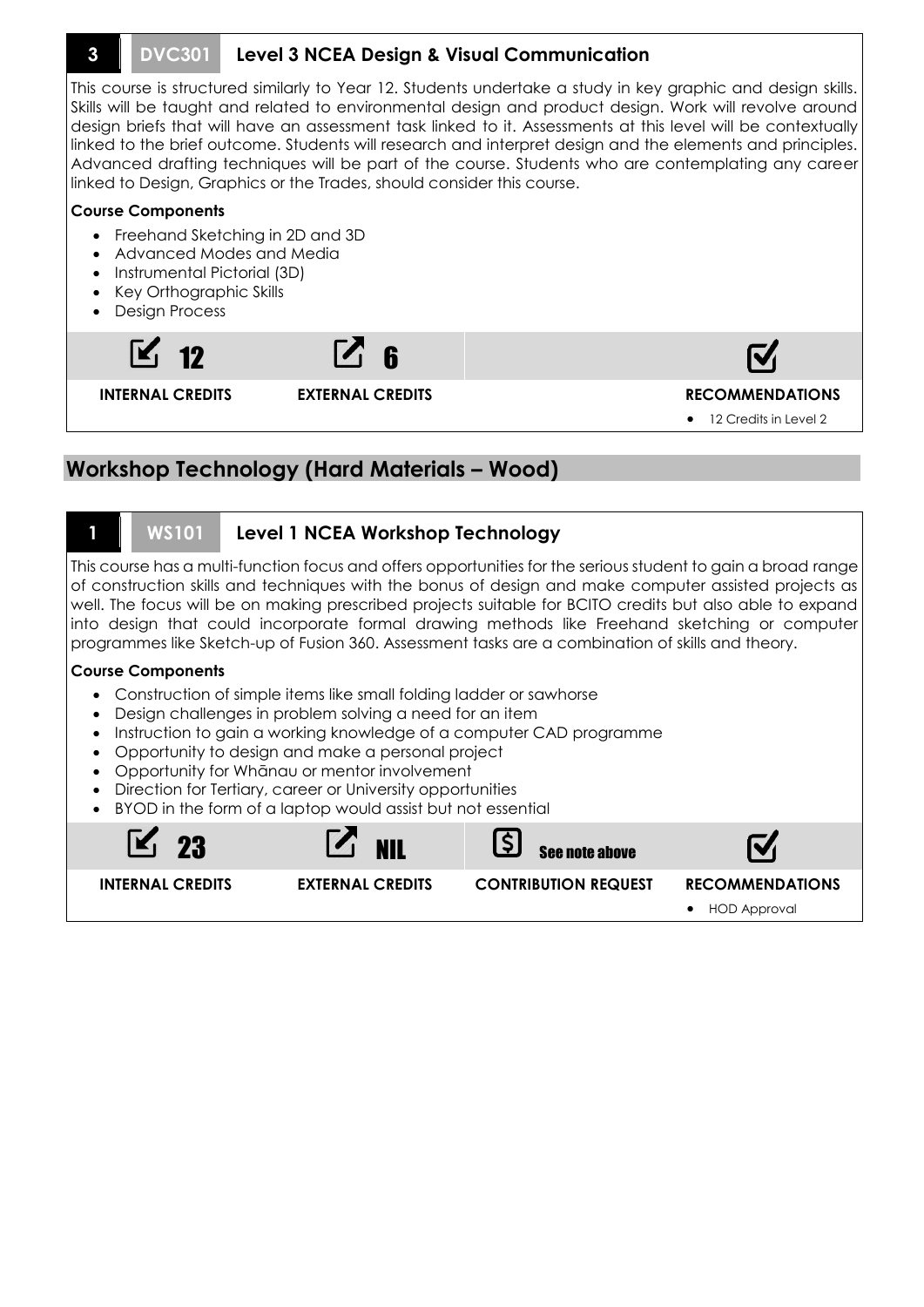### 3 DVC301 Level 3 NCEA Design & Visual Communication

This course is structured similarly to Year 12. Students undertake a study in key graphic and design skills. Skills will be taught and related to environmental design and product design. Work will revolve around design briefs that will have an assessment task linked to it. Assessments at this level will be contextually linked to the brief outcome. Students will research and interpret design and the elements and principles. Advanced drafting techniques will be part of the course. Students who are contemplating any career linked to Design, Graphics or the Trades, should consider this course.

**Course Components**

- Freehand Sketching in 2D and 3D
- Advanced Modes and Media
- Instrumental Pictorial (3D)
- Key Orthographic Skills
- Design Process

| INTERNAL CREDITS | EXTERNAL CREDITS | | RECOMMENDATIONS |
|---|---|---|---|
| 12 | 6 | | • 12 Credits in Level 2 |

## Workshop Technology (Hard Materials – Wood)

### 1 WS101 Level 1 NCEA Workshop Technology

This course has a multi-function focus and offers opportunities for the serious student to gain a broad range of construction skills and techniques with the bonus of design and make computer assisted projects as well. The focus will be on making prescribed projects suitable for BCITO credits but also able to expand into design that could incorporate formal drawing methods like Freehand sketching or computer programmes like Sketch-up of Fusion 360. Assessment tasks are a combination of skills and theory.

**Course Components**

- Construction of simple items like small folding ladder or sawhorse
- Design challenges in problem solving a need for an item
- Instruction to gain a working knowledge of a computer CAD programme
- Opportunity to design and make a personal project
- Opportunity for Whānau or mentor involvement
- Direction for Tertiary, career or University opportunities
- BYOD in the form of a laptop would assist but not essential

| INTERNAL CREDITS | EXTERNAL CREDITS | CONTRIBUTION REQUEST | RECOMMENDATIONS |
|---|---|---|---|
| 23 | NIL | See note above | • HOD Approval |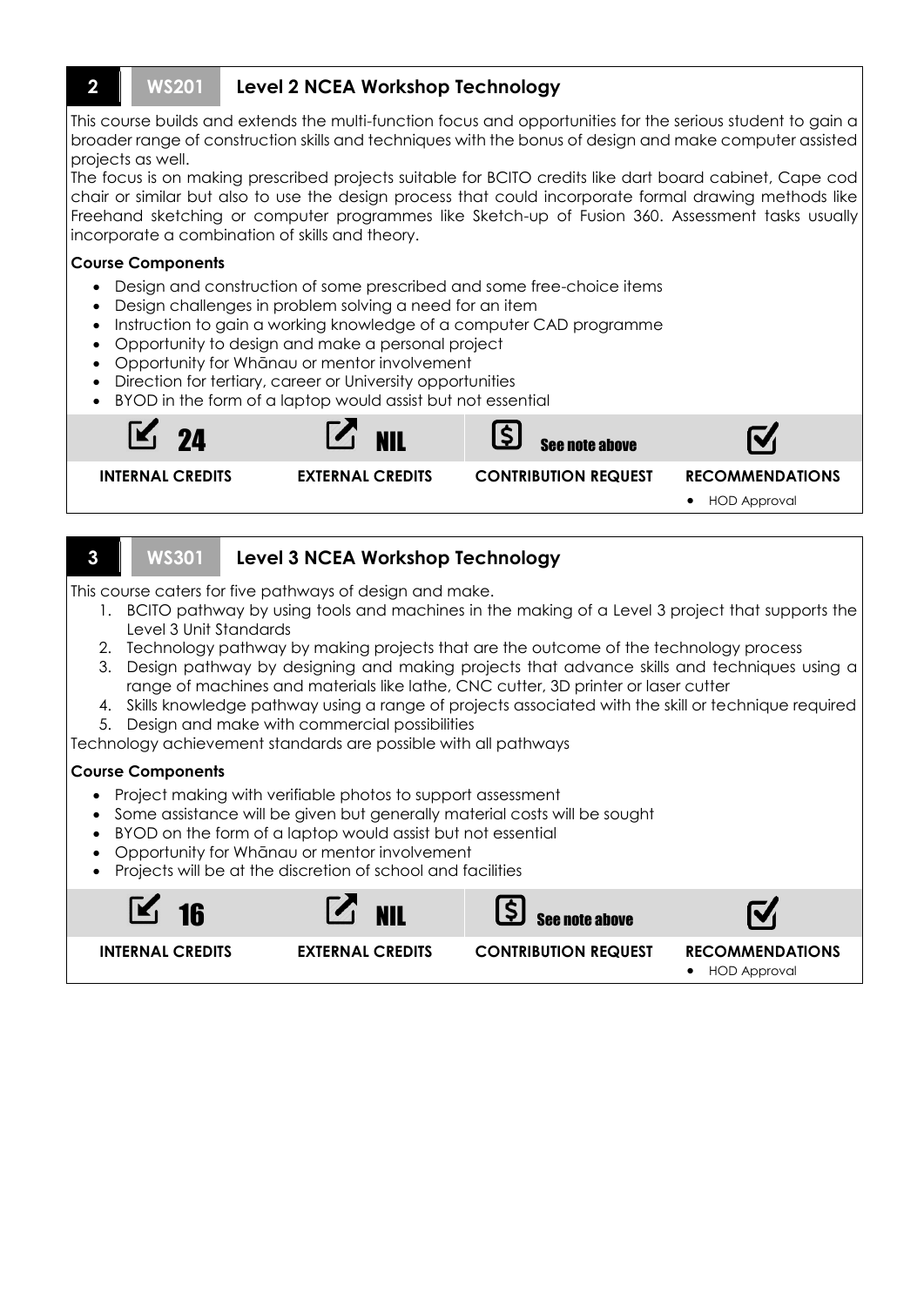## 2 WS201 Level 2 NCEA Workshop Technology

This course builds and extends the multi-function focus and opportunities for the serious student to gain a broader range of construction skills and techniques with the bonus of design and make computer assisted projects as well.

The focus is on making prescribed projects suitable for BCITO credits like dart board cabinet, Cape cod chair or similar but also to use the design process that could incorporate formal drawing methods like Freehand sketching or computer programmes like Sketch-up of Fusion 360. Assessment tasks usually incorporate a combination of skills and theory.

**Course Components**

- Design and construction of some prescribed and some free-choice items
- Design challenges in problem solving a need for an item
- Instruction to gain a working knowledge of a computer CAD programme
- Opportunity to design and make a personal project
- Opportunity for Whānau or mentor involvement
- Direction for tertiary, career or University opportunities
- BYOD in the form of a laptop would assist but not essential

| INTERNAL CREDITS | EXTERNAL CREDITS | CONTRIBUTION REQUEST | RECOMMENDATIONS |
|---|---|---|---|
| 24 | NIL | See note above | • HOD Approval |

## 3 WS301 Level 3 NCEA Workshop Technology

This course caters for five pathways of design and make.

1. BCITO pathway by using tools and machines in the making of a Level 3 project that supports the Level 3 Unit Standards
2. Technology pathway by making projects that are the outcome of the technology process
3. Design pathway by designing and making projects that advance skills and techniques using a range of machines and materials like lathe, CNC cutter, 3D printer or laser cutter
4. Skills knowledge pathway using a range of projects associated with the skill or technique required
5. Design and make with commercial possibilities

Technology achievement standards are possible with all pathways

**Course Components**

- Project making with verifiable photos to support assessment
- Some assistance will be given but generally material costs will be sought
- BYOD on the form of a laptop would assist but not essential
- Opportunity for Whānau or mentor involvement
- Projects will be at the discretion of school and facilities

| INTERNAL CREDITS | EXTERNAL CREDITS | CONTRIBUTION REQUEST | RECOMMENDATIONS |
|---|---|---|---|
| 16 | NIL | See note above | • HOD Approval |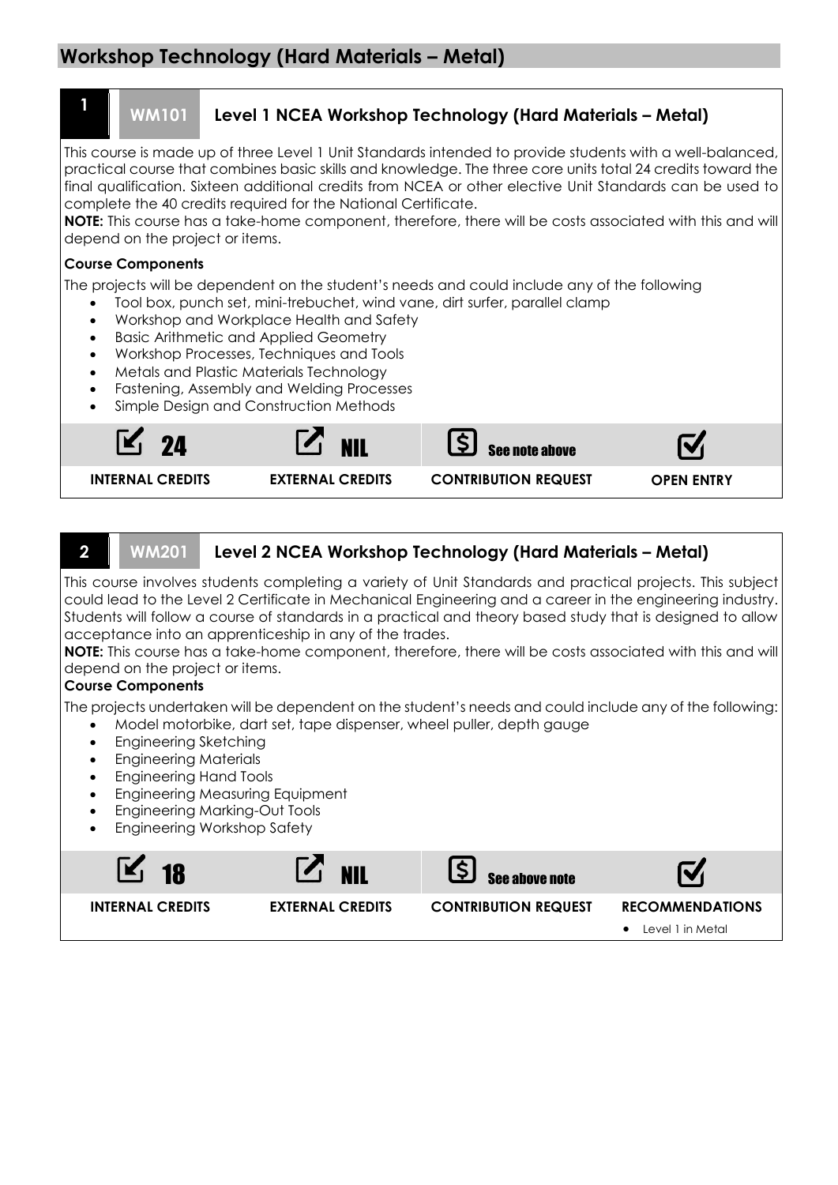## Workshop Technology (Hard Materials – Metal)

### 1 WM101 Level 1 NCEA Workshop Technology (Hard Materials – Metal)

This course is made up of three Level 1 Unit Standards intended to provide students with a well-balanced, practical course that combines basic skills and knowledge. The three core units total 24 credits toward the final qualification. Sixteen additional credits from NCEA or other elective Unit Standards can be used to complete the 40 credits required for the National Certificate.

**NOTE:** This course has a take-home component, therefore, there will be costs associated with this and will depend on the project or items.

**Course Components**

The projects will be dependent on the student's needs and could include any of the following

- Tool box, punch set, mini-trebuchet, wind vane, dirt surfer, parallel clamp
- Workshop and Workplace Health and Safety
- Basic Arithmetic and Applied Geometry
- Workshop Processes, Techniques and Tools
- Metals and Plastic Materials Technology
- Fastening, Assembly and Welding Processes
- Simple Design and Construction Methods

| 24 | NIL | See note above | |
|---|---|---|---|
| INTERNAL CREDITS | EXTERNAL CREDITS | CONTRIBUTION REQUEST | OPEN ENTRY |

### 2 WM201 Level 2 NCEA Workshop Technology (Hard Materials – Metal)

This course involves students completing a variety of Unit Standards and practical projects. This subject could lead to the Level 2 Certificate in Mechanical Engineering and a career in the engineering industry. Students will follow a course of standards in a practical and theory based study that is designed to allow acceptance into an apprenticeship in any of the trades.

**NOTE:** This course has a take-home component, therefore, there will be costs associated with this and will depend on the project or items.

**Course Components**

The projects undertaken will be dependent on the student's needs and could include any of the following:

- Model motorbike, dart set, tape dispenser, wheel puller, depth gauge
- Engineering Sketching
- Engineering Materials
- Engineering Hand Tools
- Engineering Measuring Equipment
- Engineering Marking-Out Tools
- Engineering Workshop Safety

| 18 | NIL | See above note | |
|---|---|---|---|
| INTERNAL CREDITS | EXTERNAL CREDITS | CONTRIBUTION REQUEST | RECOMMENDATIONS<br>• Level 1 in Metal |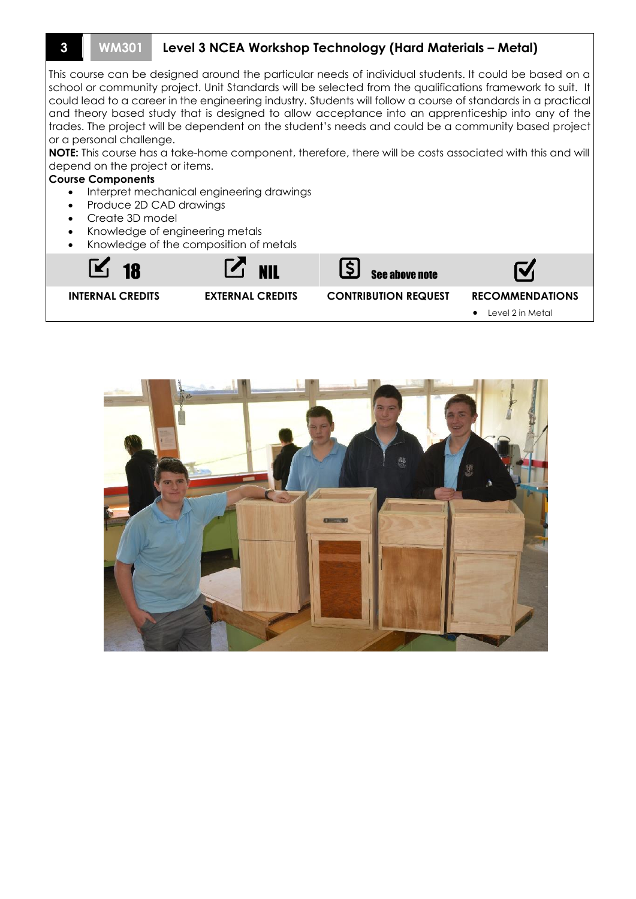## 3 WM301 Level 3 NCEA Workshop Technology (Hard Materials – Metal)

This course can be designed around the particular needs of individual students. It could be based on a school or community project. Unit Standards will be selected from the qualifications framework to suit. It could lead to a career in the engineering industry. Students will follow a course of standards in a practical and theory based study that is designed to allow acceptance into an apprenticeship into any of the trades. The project will be dependent on the student's needs and could be a community based project or a personal challenge.

**NOTE:** This course has a take-home component, therefore, there will be costs associated with this and will depend on the project or items.

**Course Components**

- Interpret mechanical engineering drawings
- Produce 2D CAD drawings
- Create 3D model
- Knowledge of engineering metals
- Knowledge of the composition of metals

| INTERNAL CREDITS | EXTERNAL CREDITS | CONTRIBUTION REQUEST | RECOMMENDATIONS |
|---|---|---|---|
| 18 | NIL | See above note | • Level 2 in Metal |